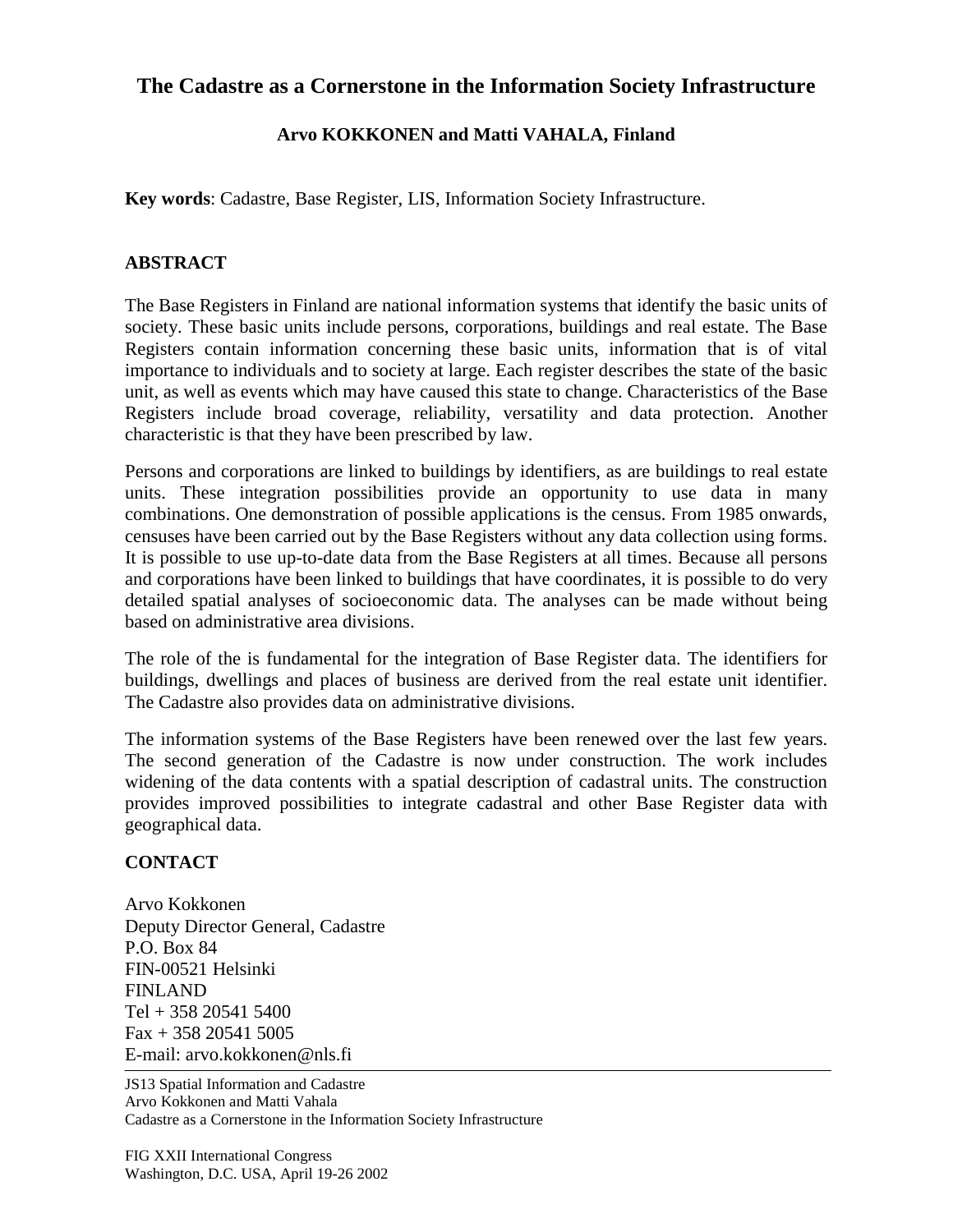# The Cadastre as a Cornerstone in the Information Society Infrastructure

### Arvo KOKKONEN and Matti VAHALA, Finland

**Key words**: Cadastre, Base Register, LIS, Information Society Infrastructure.

## ABSTRACT

The Base Registers in Finland are national information systems that identify the basic units of society. These basic units include persons, corporations, buildings and real estate. The Base Registers contain information concerning these basic units, information that is of vital importance to individuals and to society at large. Each register describes the state of the basic unit, as well as events which may have caused this state to change. Characteristics of the Base Registers include broad coverage, reliability, versatility and data protection. Another characteristic is that they have been prescribed by law.

Persons and corporations are linked to buildings by identifiers, as are buildings to real estate units. These integration possibilities provide an opportunity to use data in many combinations. One demonstration of possible applications is the census. From 1985 onwards, censuses have been carried out by the Base Registers without any data collection using forms. It is possible to use up-to-date data from the Base Registers at all times. Because all persons and corporations have been linked to buildings that have coordinates, it is possible to do very detailed spatial analyses of socioeconomic data. The analyses can be made without being based on administrative area divisions.

The role of the is fundamental for the integration of Base Register data. The identifiers for buildings, dwellings and places of business are derived from the real estate unit identifier. The Cadastre also provides data on administrative divisions.

The information systems of the Base Registers have been renewed over the last few years. The second generation of the Cadastre is now under construction. The work includes widening of the data contents with a spatial description of cadastral units. The construction provides improved possibilities to integrate cadastral and other Base Register data with geographical data.

## CONTACT

Arvo Kokkonen
Deputy Director General, Cadastre
P.O. Box 84
FIN-00521 Helsinki
FINLAND
Tel + 358 20541 5400
Fax + 358 20541 5005
E-mail: arvo.kokkonen@nls.fi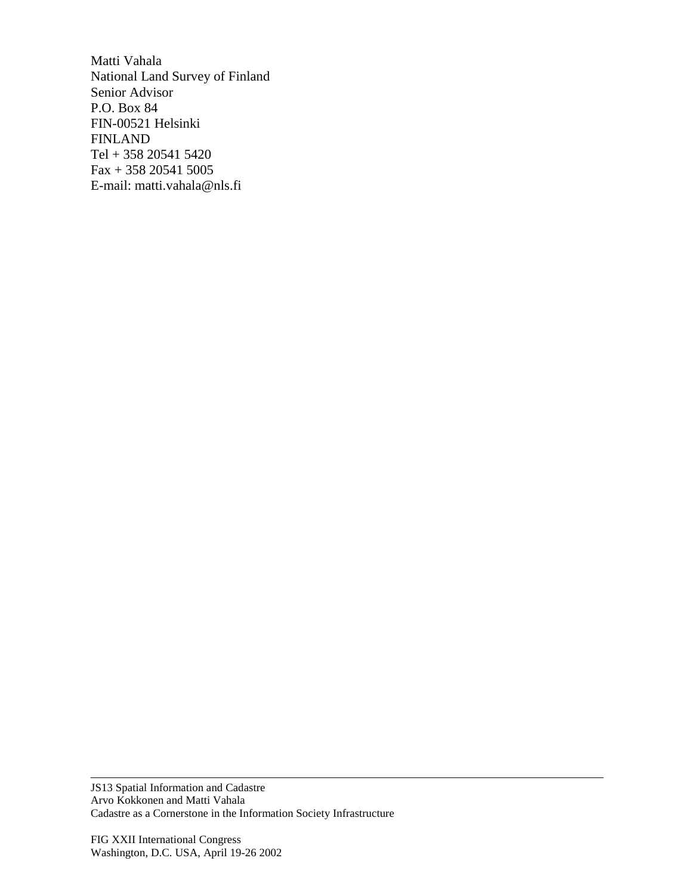Matti Vahala
National Land Survey of Finland
Senior Advisor
P.O. Box 84
FIN-00521 Helsinki
FINLAND
Tel + 358 20541 5420
Fax + 358 20541 5005
E-mail: matti.vahala@nls.fi